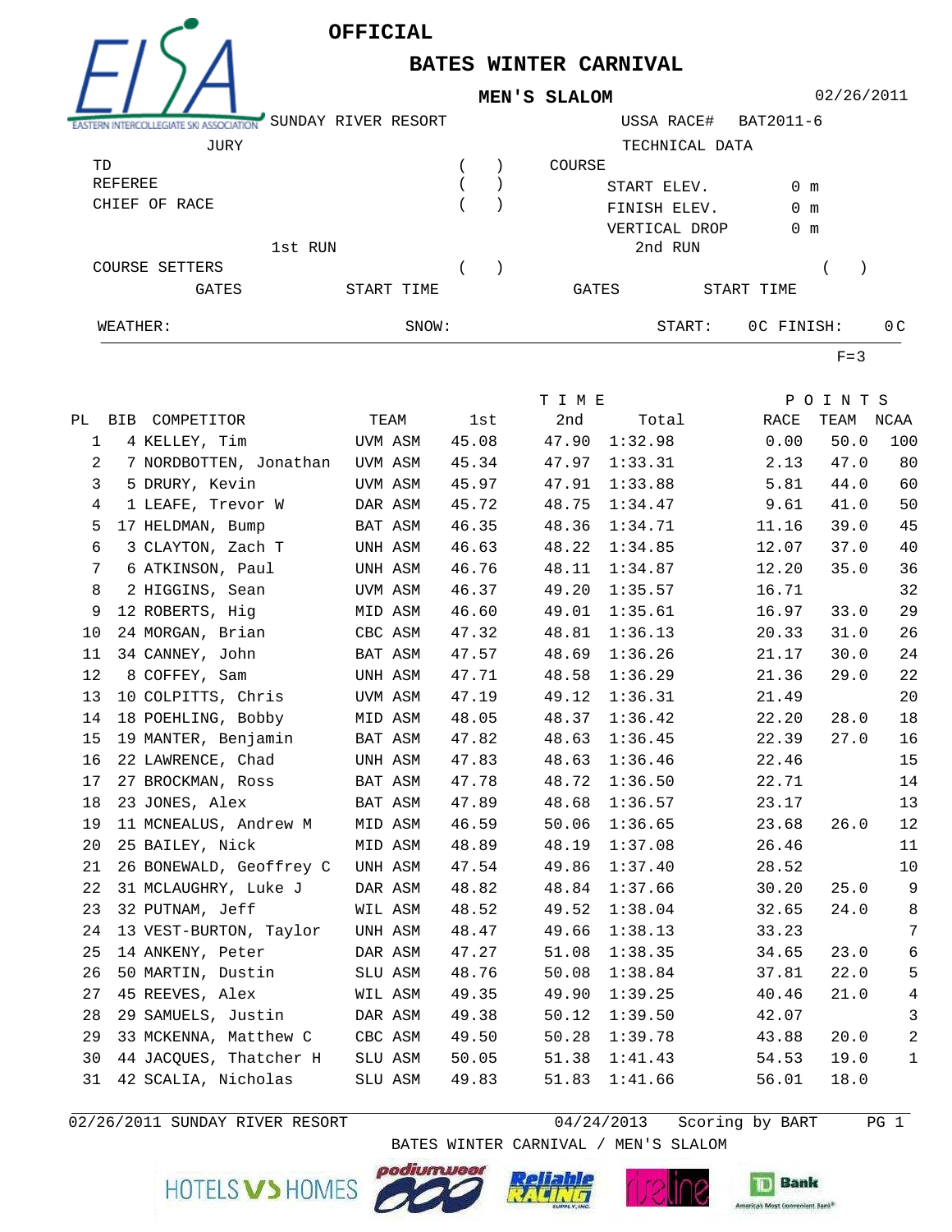# OFFICIAL

## BATES WINTER CARNIVAL

### MEN'S SLALOM

02/26/2011

SUNDAY RIVER RESORT

USSA RACE# BAT2011-6

JURY

- TD ( )
- REFEREE ( )
- CHIEF OF RACE ( )

TECHNICAL DATA

COURSE

- START ELEV. 0 m
- FINISH ELEV. 0 m
- VERTICAL DROP 0 m

1st RUN

COURSE SETTERS ( )

GATES START TIME

2nd RUN

( )

GATES START TIME

WEATHER: SNOW: START: 0C FINISH: 0C

F=3

| PL | BIB | COMPETITOR | TEAM | TIME 1st | 2nd | Total | POINTS RACE | TEAM | NCAA |
|---|---|---|---|---|---|---|---|---|---|
| 1 | 4 | KELLEY, Tim | UVM ASM | 45.08 | 47.90 | 1:32.98 | 0.00 | 50.0 | 100 |
| 2 | 7 | NORDBOTTEN, Jonathan | UVM ASM | 45.34 | 47.97 | 1:33.31 | 2.13 | 47.0 | 80 |
| 3 | 5 | DRURY, Kevin | UVM ASM | 45.97 | 47.91 | 1:33.88 | 5.81 | 44.0 | 60 |
| 4 | 1 | LEAFE, Trevor W | DAR ASM | 45.72 | 48.75 | 1:34.47 | 9.61 | 41.0 | 50 |
| 5 | 17 | HELDMAN, Bump | BAT ASM | 46.35 | 48.36 | 1:34.71 | 11.16 | 39.0 | 45 |
| 6 | 3 | CLAYTON, Zach T | UNH ASM | 46.63 | 48.22 | 1:34.85 | 12.07 | 37.0 | 40 |
| 7 | 6 | ATKINSON, Paul | UNH ASM | 46.76 | 48.11 | 1:34.87 | 12.20 | 35.0 | 36 |
| 8 | 2 | HIGGINS, Sean | UVM ASM | 46.37 | 49.20 | 1:35.57 | 16.71 | | 32 |
| 9 | 12 | ROBERTS, Hig | MID ASM | 46.60 | 49.01 | 1:35.61 | 16.97 | 33.0 | 29 |
| 10 | 24 | MORGAN, Brian | CBC ASM | 47.32 | 48.81 | 1:36.13 | 20.33 | 31.0 | 26 |
| 11 | 34 | CANNEY, John | BAT ASM | 47.57 | 48.69 | 1:36.26 | 21.17 | 30.0 | 24 |
| 12 | 8 | COFFEY, Sam | UNH ASM | 47.71 | 48.58 | 1:36.29 | 21.36 | 29.0 | 22 |
| 13 | 10 | COLPITTS, Chris | UVM ASM | 47.19 | 49.12 | 1:36.31 | 21.49 | | 20 |
| 14 | 18 | POEHLING, Bobby | MID ASM | 48.05 | 48.37 | 1:36.42 | 22.20 | 28.0 | 18 |
| 15 | 19 | MANTER, Benjamin | BAT ASM | 47.82 | 48.63 | 1:36.45 | 22.39 | 27.0 | 16 |
| 16 | 22 | LAWRENCE, Chad | UNH ASM | 47.83 | 48.63 | 1:36.46 | 22.46 | | 15 |
| 17 | 27 | BROCKMAN, Ross | BAT ASM | 47.78 | 48.72 | 1:36.50 | 22.71 | | 14 |
| 18 | 23 | JONES, Alex | BAT ASM | 47.89 | 48.68 | 1:36.57 | 23.17 | | 13 |
| 19 | 11 | MCNEALUS, Andrew M | MID ASM | 46.59 | 50.06 | 1:36.65 | 23.68 | 26.0 | 12 |
| 20 | 25 | BAILEY, Nick | MID ASM | 48.89 | 48.19 | 1:37.08 | 26.46 | | 11 |
| 21 | 26 | BONEWALD, Geoffrey C | UNH ASM | 47.54 | 49.86 | 1:37.40 | 28.52 | | 10 |
| 22 | 31 | MCLAUGHRY, Luke J | DAR ASM | 48.82 | 48.84 | 1:37.66 | 30.20 | 25.0 | 9 |
| 23 | 32 | PUTNAM, Jeff | WIL ASM | 48.52 | 49.52 | 1:38.04 | 32.65 | 24.0 | 8 |
| 24 | 13 | VEST-BURTON, Taylor | UNH ASM | 48.47 | 49.66 | 1:38.13 | 33.23 | | 7 |
| 25 | 14 | ANKENY, Peter | DAR ASM | 47.27 | 51.08 | 1:38.35 | 34.65 | 23.0 | 6 |
| 26 | 50 | MARTIN, Dustin | SLU ASM | 48.76 | 50.08 | 1:38.84 | 37.81 | 22.0 | 5 |
| 27 | 45 | REEVES, Alex | WIL ASM | 49.35 | 49.90 | 1:39.25 | 40.46 | 21.0 | 4 |
| 28 | 29 | SAMUELS, Justin | DAR ASM | 49.38 | 50.12 | 1:39.50 | 42.07 | | 3 |
| 29 | 33 | MCKENNA, Matthew C | CBC ASM | 49.50 | 50.28 | 1:39.78 | 43.88 | 20.0 | 2 |
| 30 | 44 | JACQUES, Thatcher H | SLU ASM | 50.05 | 51.38 | 1:41.43 | 54.53 | 19.0 | 1 |
| 31 | 42 | SCALIA, Nicholas | SLU ASM | 49.83 | 51.83 | 1:41.66 | 56.01 | 18.0 | |

02/26/2011 SUNDAY RIVER RESORT 04/24/2013 Scoring by BART

BATES WINTER CARNIVAL / MEN'S SLALOM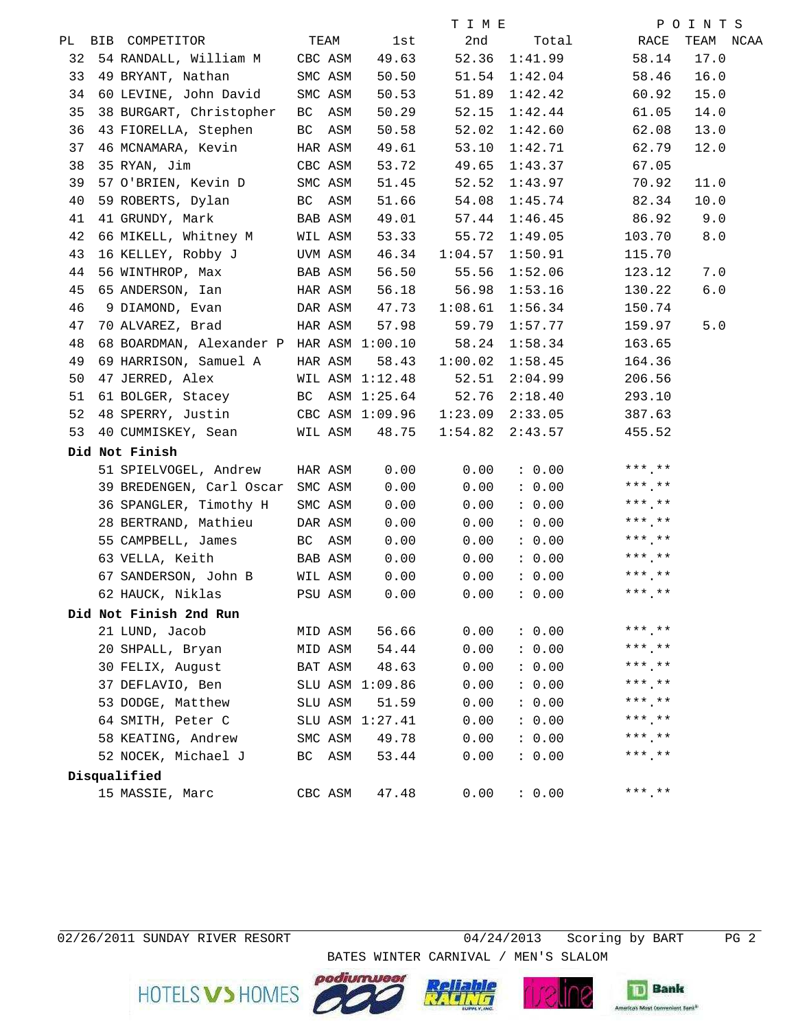| PL | BIB | COMPETITOR | TEAM | | TIME 1st | 2nd | Total | POINTS RACE | TEAM | NCAA |
|---|---|---|---|---|---|---|---|---|---|---|
| 32 | 54 | RANDALL, William M | CBC | ASM | 49.63 | 52.36 | 1:41.99 | 58.14 | 17.0 | |
| 33 | 49 | BRYANT, Nathan | SMC | ASM | 50.50 | 51.54 | 1:42.04 | 58.46 | 16.0 | |
| 34 | 60 | LEVINE, John David | SMC | ASM | 50.53 | 51.89 | 1:42.42 | 60.92 | 15.0 | |
| 35 | 38 | BURGART, Christopher | BC | ASM | 50.29 | 52.15 | 1:42.44 | 61.05 | 14.0 | |
| 36 | 43 | FIORELLA, Stephen | BC | ASM | 50.58 | 52.02 | 1:42.60 | 62.08 | 13.0 | |
| 37 | 46 | MCNAMARA, Kevin | HAR | ASM | 49.61 | 53.10 | 1:42.71 | 62.79 | 12.0 | |
| 38 | 35 | RYAN, Jim | CBC | ASM | 53.72 | 49.65 | 1:43.37 | 67.05 | | |
| 39 | 57 | O'BRIEN, Kevin D | SMC | ASM | 51.45 | 52.52 | 1:43.97 | 70.92 | 11.0 | |
| 40 | 59 | ROBERTS, Dylan | BC | ASM | 51.66 | 54.08 | 1:45.74 | 82.34 | 10.0 | |
| 41 | 41 | GRUNDY, Mark | BAB | ASM | 49.01 | 57.44 | 1:46.45 | 86.92 | 9.0 | |
| 42 | 66 | MIKELL, Whitney M | WIL | ASM | 53.33 | 55.72 | 1:49.05 | 103.70 | 8.0 | |
| 43 | 16 | KELLEY, Robby J | UVM | ASM | 46.34 | 1:04.57 | 1:50.91 | 115.70 | | |
| 44 | 56 | WINTHROP, Max | BAB | ASM | 56.50 | 55.56 | 1:52.06 | 123.12 | 7.0 | |
| 45 | 65 | ANDERSON, Ian | HAR | ASM | 56.18 | 56.98 | 1:53.16 | 130.22 | 6.0 | |
| 46 | 9 | DIAMOND, Evan | DAR | ASM | 47.73 | 1:08.61 | 1:56.34 | 150.74 | | |
| 47 | 70 | ALVAREZ, Brad | HAR | ASM | 57.98 | 59.79 | 1:57.77 | 159.97 | 5.0 | |
| 48 | 68 | BOARDMAN, Alexander P | HAR | ASM | 1:00.10 | 58.24 | 1:58.34 | 163.65 | | |
| 49 | 69 | HARRISON, Samuel A | HAR | ASM | 58.43 | 1:00.02 | 1:58.45 | 164.36 | | |
| 50 | 47 | JERRED, Alex | WIL | ASM | 1:12.48 | 52.51 | 2:04.99 | 206.56 | | |
| 51 | 61 | BOLGER, Stacey | BC | ASM | 1:25.64 | 52.76 | 2:18.40 | 293.10 | | |
| 52 | 48 | SPERRY, Justin | CBC | ASM | 1:09.96 | 1:23.09 | 2:33.05 | 387.63 | | |
| 53 | 40 | CUMMISKEY, Sean | WIL | ASM | 48.75 | 1:54.82 | 2:43.57 | 455.52 | | |
| **Did Not Finish** | | | | | | | | | | |
| | 51 | SPIELVOGEL, Andrew | HAR | ASM | 0.00 | 0.00 | : 0.00 | ***.** | | |
| | 39 | BREDENGEN, Carl Oscar | SMC | ASM | 0.00 | 0.00 | : 0.00 | ***.** | | |
| | 36 | SPANGLER, Timothy H | SMC | ASM | 0.00 | 0.00 | : 0.00 | ***.** | | |
| | 28 | BERTRAND, Mathieu | DAR | ASM | 0.00 | 0.00 | : 0.00 | ***.** | | |
| | 55 | CAMPBELL, James | BC | ASM | 0.00 | 0.00 | : 0.00 | ***.** | | |
| | 63 | VELLA, Keith | BAB | ASM | 0.00 | 0.00 | : 0.00 | ***.** | | |
| | 67 | SANDERSON, John B | WIL | ASM | 0.00 | 0.00 | : 0.00 | ***.** | | |
| | 62 | HAUCK, Niklas | PSU | ASM | 0.00 | 0.00 | : 0.00 | ***.** | | |
| **Did Not Finish 2nd Run** | | | | | | | | | | |
| | 21 | LUND, Jacob | MID | ASM | 56.66 | 0.00 | : 0.00 | ***.** | | |
| | 20 | SHPALL, Bryan | MID | ASM | 54.44 | 0.00 | : 0.00 | ***.** | | |
| | 30 | FELIX, August | BAT | ASM | 48.63 | 0.00 | : 0.00 | ***.** | | |
| | 37 | DEFLAVIO, Ben | SLU | ASM | 1:09.86 | 0.00 | : 0.00 | ***.** | | |
| | 53 | DODGE, Matthew | SLU | ASM | 51.59 | 0.00 | : 0.00 | ***.** | | |
| | 64 | SMITH, Peter C | SLU | ASM | 1:27.41 | 0.00 | : 0.00 | ***.** | | |
| | 58 | KEATING, Andrew | SMC | ASM | 49.78 | 0.00 | : 0.00 | ***.** | | |
| | 52 | NOCEK, Michael J | BC | ASM | 53.44 | 0.00 | : 0.00 | ***.** | | |
| **Disqualified** | | | | | | | | | | |
| | 15 | MASSIE, Marc | CBC | ASM | 47.48 | 0.00 | : 0.00 | ***.** | | |

02/26/2011 SUNDAY RIVER RESORT 04/24/2013 Scoring by BART

BATES WINTER CARNIVAL / MEN'S SLALOM